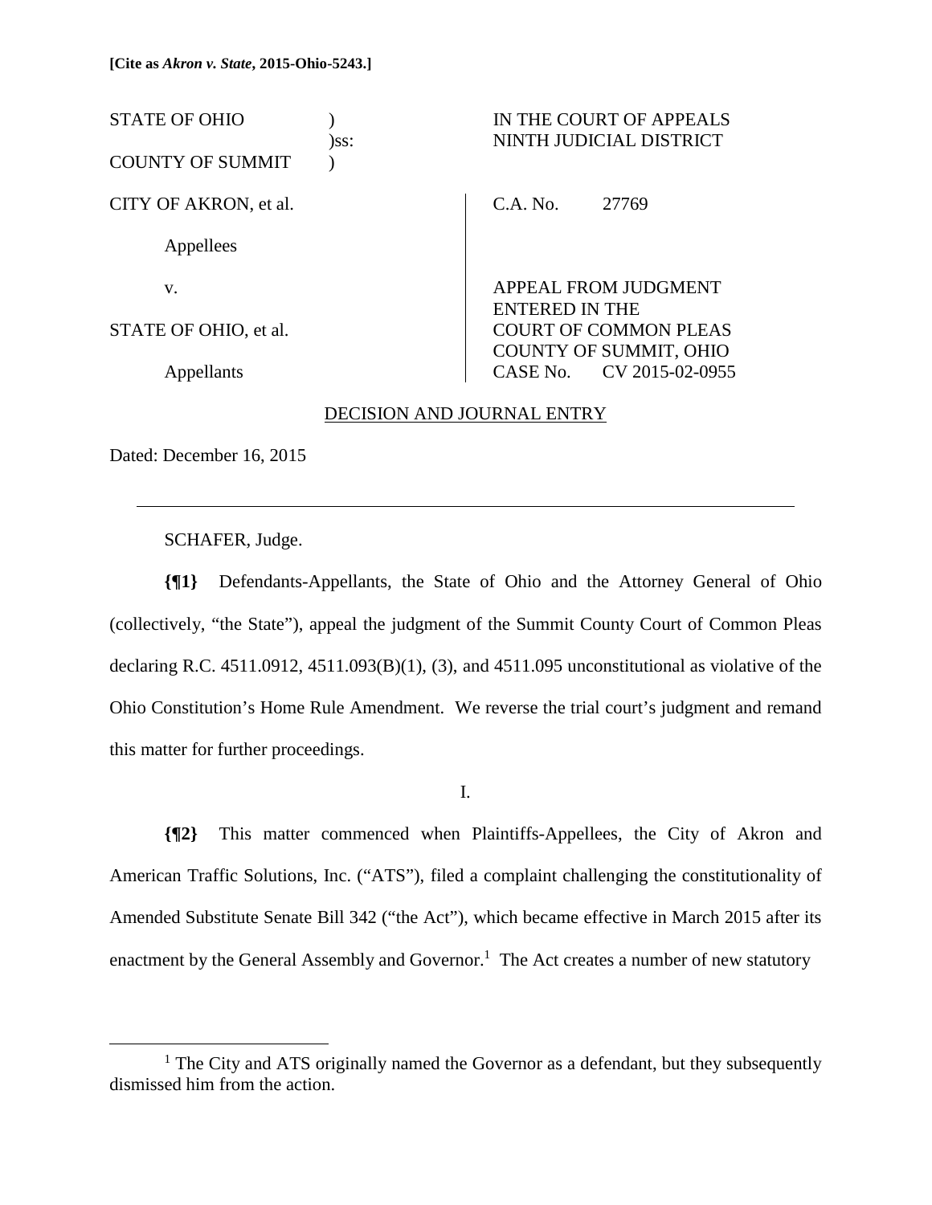[Cite as *Akron v. State*, 2015-Ohio-5243.]

| STATE OF OHIO | ) | IN THE COURT OF APPEALS |
|---|---|---|
| | )ss: | NINTH JUDICIAL DISTRICT |
| COUNTY OF SUMMIT | ) | |

| | |
|---|---|
| CITY OF AKRON, et al. | C.A. No. 27769 |
| Appellees | |
| v. | APPEAL FROM JUDGMENT ENTERED IN THE |
| STATE OF OHIO, et al. | COURT OF COMMON PLEAS COUNTY OF SUMMIT, OHIO |
| Appellants | CASE No. CV 2015-02-0955 |

DECISION AND JOURNAL ENTRY

Dated: December 16, 2015

---

SCHAFER, Judge.

**{¶1}** Defendants-Appellants, the State of Ohio and the Attorney General of Ohio (collectively, "the State"), appeal the judgment of the Summit County Court of Common Pleas declaring R.C. 4511.0912, 4511.093(B)(1), (3), and 4511.095 unconstitutional as violative of the Ohio Constitution's Home Rule Amendment. We reverse the trial court's judgment and remand this matter for further proceedings.

I.

**{¶2}** This matter commenced when Plaintiffs-Appellees, the City of Akron and American Traffic Solutions, Inc. ("ATS"), filed a complaint challenging the constitutionality of Amended Substitute Senate Bill 342 ("the Act"), which became effective in March 2015 after its enactment by the General Assembly and Governor.[1] The Act creates a number of new statutory

[1] The City and ATS originally named the Governor as a defendant, but they subsequently dismissed him from the action.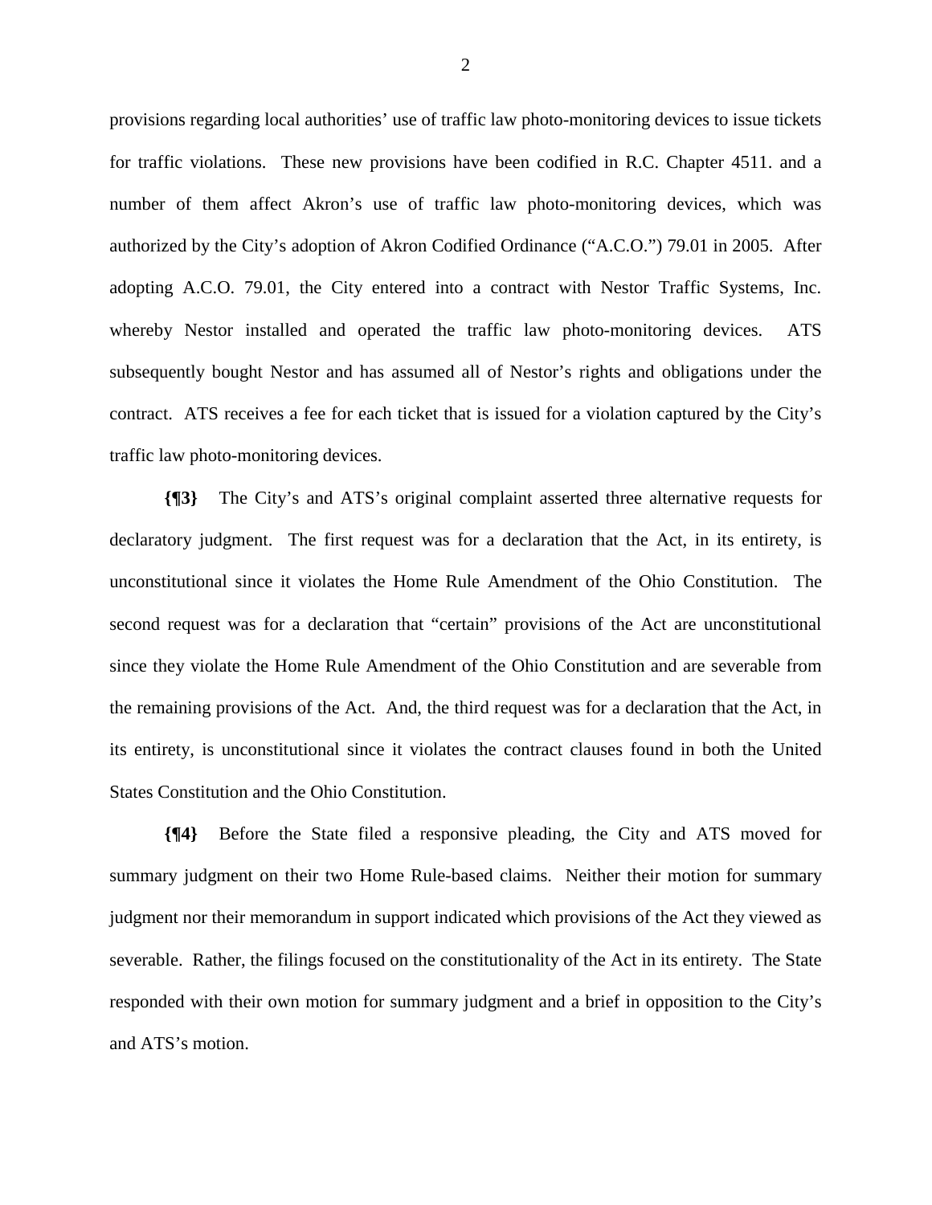provisions regarding local authorities' use of traffic law photo-monitoring devices to issue tickets for traffic violations. These new provisions have been codified in R.C. Chapter 4511. and a number of them affect Akron's use of traffic law photo-monitoring devices, which was authorized by the City's adoption of Akron Codified Ordinance ("A.C.O.") 79.01 in 2005. After adopting A.C.O. 79.01, the City entered into a contract with Nestor Traffic Systems, Inc. whereby Nestor installed and operated the traffic law photo-monitoring devices. ATS subsequently bought Nestor and has assumed all of Nestor's rights and obligations under the contract. ATS receives a fee for each ticket that is issued for a violation captured by the City's traffic law photo-monitoring devices.

**{¶3}** The City's and ATS's original complaint asserted three alternative requests for declaratory judgment. The first request was for a declaration that the Act, in its entirety, is unconstitutional since it violates the Home Rule Amendment of the Ohio Constitution. The second request was for a declaration that "certain" provisions of the Act are unconstitutional since they violate the Home Rule Amendment of the Ohio Constitution and are severable from the remaining provisions of the Act. And, the third request was for a declaration that the Act, in its entirety, is unconstitutional since it violates the contract clauses found in both the United States Constitution and the Ohio Constitution.

**{¶4}** Before the State filed a responsive pleading, the City and ATS moved for summary judgment on their two Home Rule-based claims. Neither their motion for summary judgment nor their memorandum in support indicated which provisions of the Act they viewed as severable. Rather, the filings focused on the constitutionality of the Act in its entirety. The State responded with their own motion for summary judgment and a brief in opposition to the City's and ATS's motion.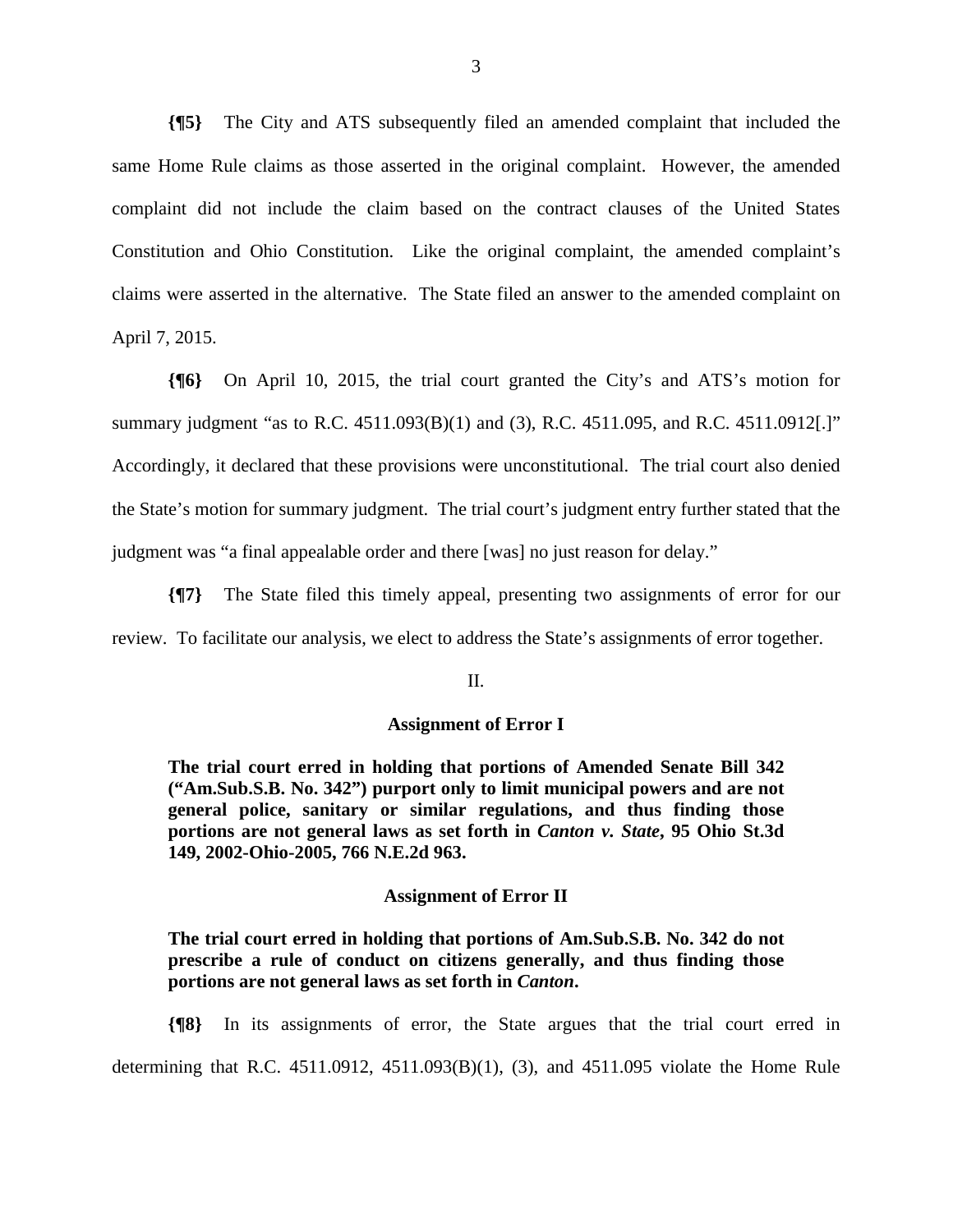**{¶5}** The City and ATS subsequently filed an amended complaint that included the same Home Rule claims as those asserted in the original complaint. However, the amended complaint did not include the claim based on the contract clauses of the United States Constitution and Ohio Constitution. Like the original complaint, the amended complaint's claims were asserted in the alternative. The State filed an answer to the amended complaint on April 7, 2015.

**{¶6}** On April 10, 2015, the trial court granted the City's and ATS's motion for summary judgment "as to R.C. 4511.093(B)(1) and (3), R.C. 4511.095, and R.C. 4511.0912[.]" Accordingly, it declared that these provisions were unconstitutional. The trial court also denied the State's motion for summary judgment. The trial court's judgment entry further stated that the judgment was "a final appealable order and there [was] no just reason for delay."

**{¶7}** The State filed this timely appeal, presenting two assignments of error for our review. To facilitate our analysis, we elect to address the State's assignments of error together.

II.

**Assignment of Error I**

**The trial court erred in holding that portions of Amended Senate Bill 342 ("Am.Sub.S.B. No. 342") purport only to limit municipal powers and are not general police, sanitary or similar regulations, and thus finding those portions are not general laws as set forth in *Canton v. State*, 95 Ohio St.3d 149, 2002-Ohio-2005, 766 N.E.2d 963.**

**Assignment of Error II**

**The trial court erred in holding that portions of Am.Sub.S.B. No. 342 do not prescribe a rule of conduct on citizens generally, and thus finding those portions are not general laws as set forth in *Canton*.**

**{¶8}** In its assignments of error, the State argues that the trial court erred in determining that R.C. 4511.0912, 4511.093(B)(1), (3), and 4511.095 violate the Home Rule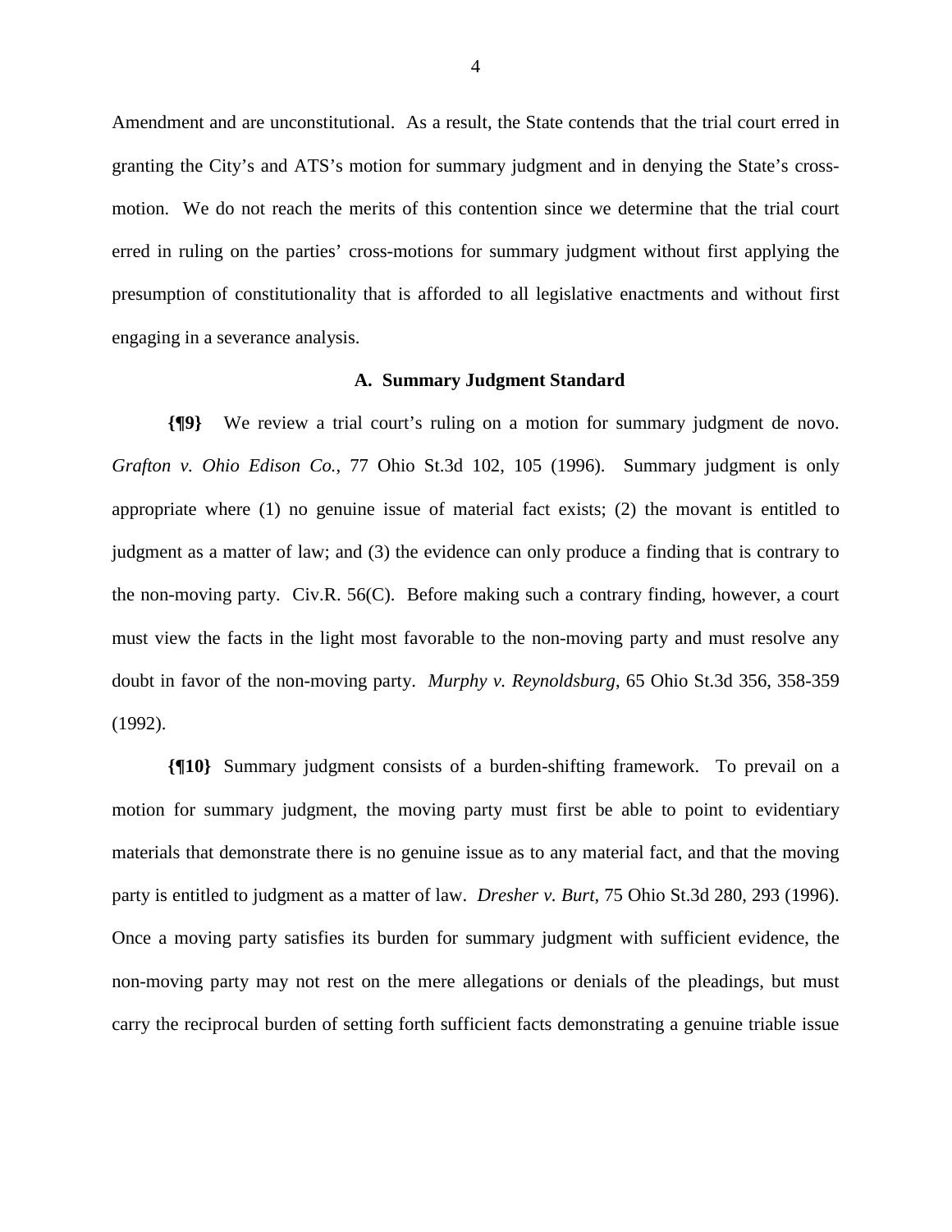Amendment and are unconstitutional. As a result, the State contends that the trial court erred in granting the City's and ATS's motion for summary judgment and in denying the State's cross-motion. We do not reach the merits of this contention since we determine that the trial court erred in ruling on the parties' cross-motions for summary judgment without first applying the presumption of constitutionality that is afforded to all legislative enactments and without first engaging in a severance analysis.

### A. Summary Judgment Standard

**{¶9}** We review a trial court's ruling on a motion for summary judgment de novo. *Grafton v. Ohio Edison Co.*, 77 Ohio St.3d 102, 105 (1996). Summary judgment is only appropriate where (1) no genuine issue of material fact exists; (2) the movant is entitled to judgment as a matter of law; and (3) the evidence can only produce a finding that is contrary to the non-moving party. Civ.R. 56(C). Before making such a contrary finding, however, a court must view the facts in the light most favorable to the non-moving party and must resolve any doubt in favor of the non-moving party. *Murphy v. Reynoldsburg*, 65 Ohio St.3d 356, 358-359 (1992).

**{¶10}** Summary judgment consists of a burden-shifting framework. To prevail on a motion for summary judgment, the moving party must first be able to point to evidentiary materials that demonstrate there is no genuine issue as to any material fact, and that the moving party is entitled to judgment as a matter of law. *Dresher v. Burt*, 75 Ohio St.3d 280, 293 (1996). Once a moving party satisfies its burden for summary judgment with sufficient evidence, the non-moving party may not rest on the mere allegations or denials of the pleadings, but must carry the reciprocal burden of setting forth sufficient facts demonstrating a genuine triable issue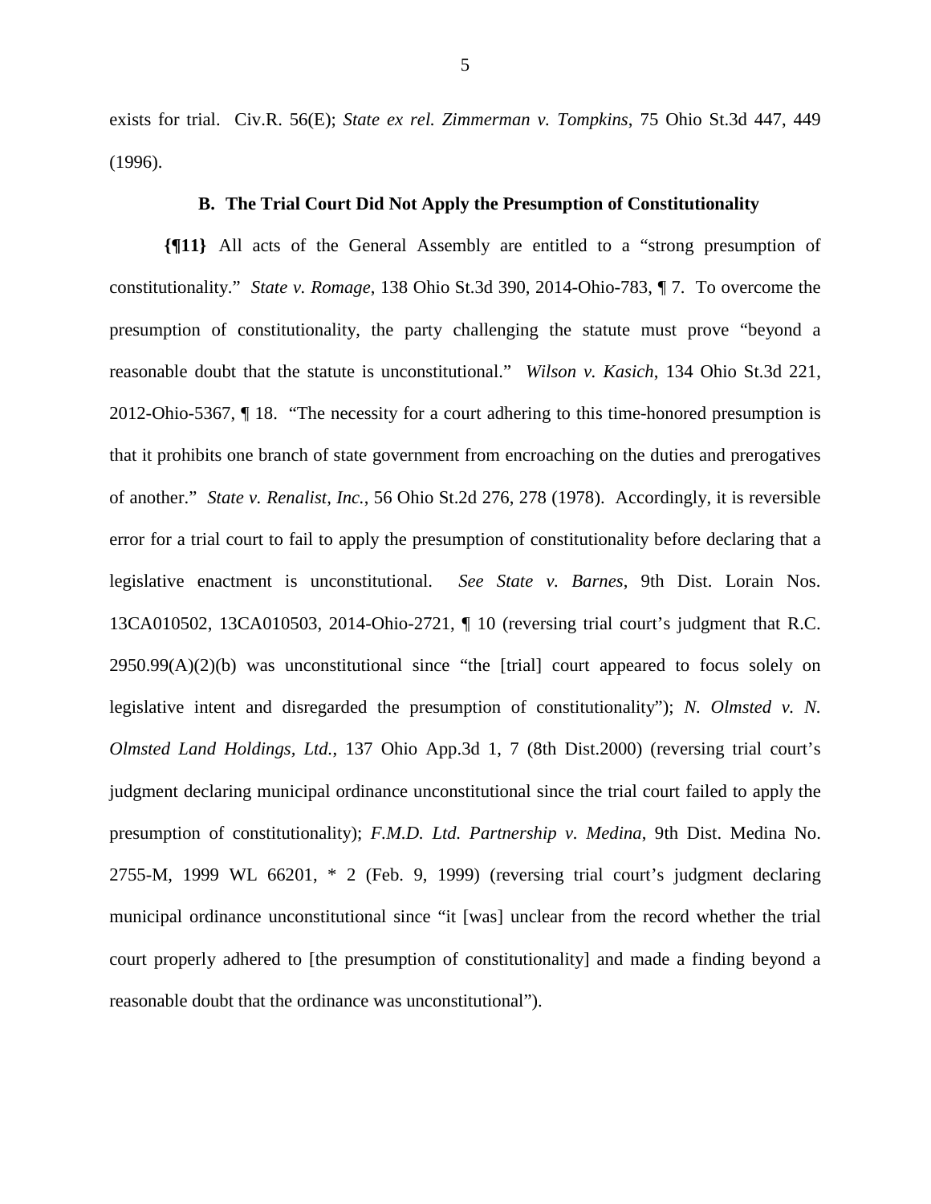exists for trial. Civ.R. 56(E); *State ex rel. Zimmerman v. Tompkins*, 75 Ohio St.3d 447, 449 (1996).

### B. The Trial Court Did Not Apply the Presumption of Constitutionality

**{¶11}** All acts of the General Assembly are entitled to a "strong presumption of constitutionality." *State v. Romage*, 138 Ohio St.3d 390, 2014-Ohio-783, ¶ 7. To overcome the presumption of constitutionality, the party challenging the statute must prove "beyond a reasonable doubt that the statute is unconstitutional." *Wilson v. Kasich*, 134 Ohio St.3d 221, 2012-Ohio-5367, ¶ 18. "The necessity for a court adhering to this time-honored presumption is that it prohibits one branch of state government from encroaching on the duties and prerogatives of another." *State v. Renalist, Inc.*, 56 Ohio St.2d 276, 278 (1978). Accordingly, it is reversible error for a trial court to fail to apply the presumption of constitutionality before declaring that a legislative enactment is unconstitutional. *See State v. Barnes*, 9th Dist. Lorain Nos. 13CA010502, 13CA010503, 2014-Ohio-2721, ¶ 10 (reversing trial court's judgment that R.C. 2950.99(A)(2)(b) was unconstitutional since "the [trial] court appeared to focus solely on legislative intent and disregarded the presumption of constitutionality"); *N. Olmsted v. N. Olmsted Land Holdings, Ltd.*, 137 Ohio App.3d 1, 7 (8th Dist.2000) (reversing trial court's judgment declaring municipal ordinance unconstitutional since the trial court failed to apply the presumption of constitutionality); *F.M.D. Ltd. Partnership v. Medina*, 9th Dist. Medina No. 2755-M, 1999 WL 66201, * 2 (Feb. 9, 1999) (reversing trial court's judgment declaring municipal ordinance unconstitutional since "it [was] unclear from the record whether the trial court properly adhered to [the presumption of constitutionality] and made a finding beyond a reasonable doubt that the ordinance was unconstitutional").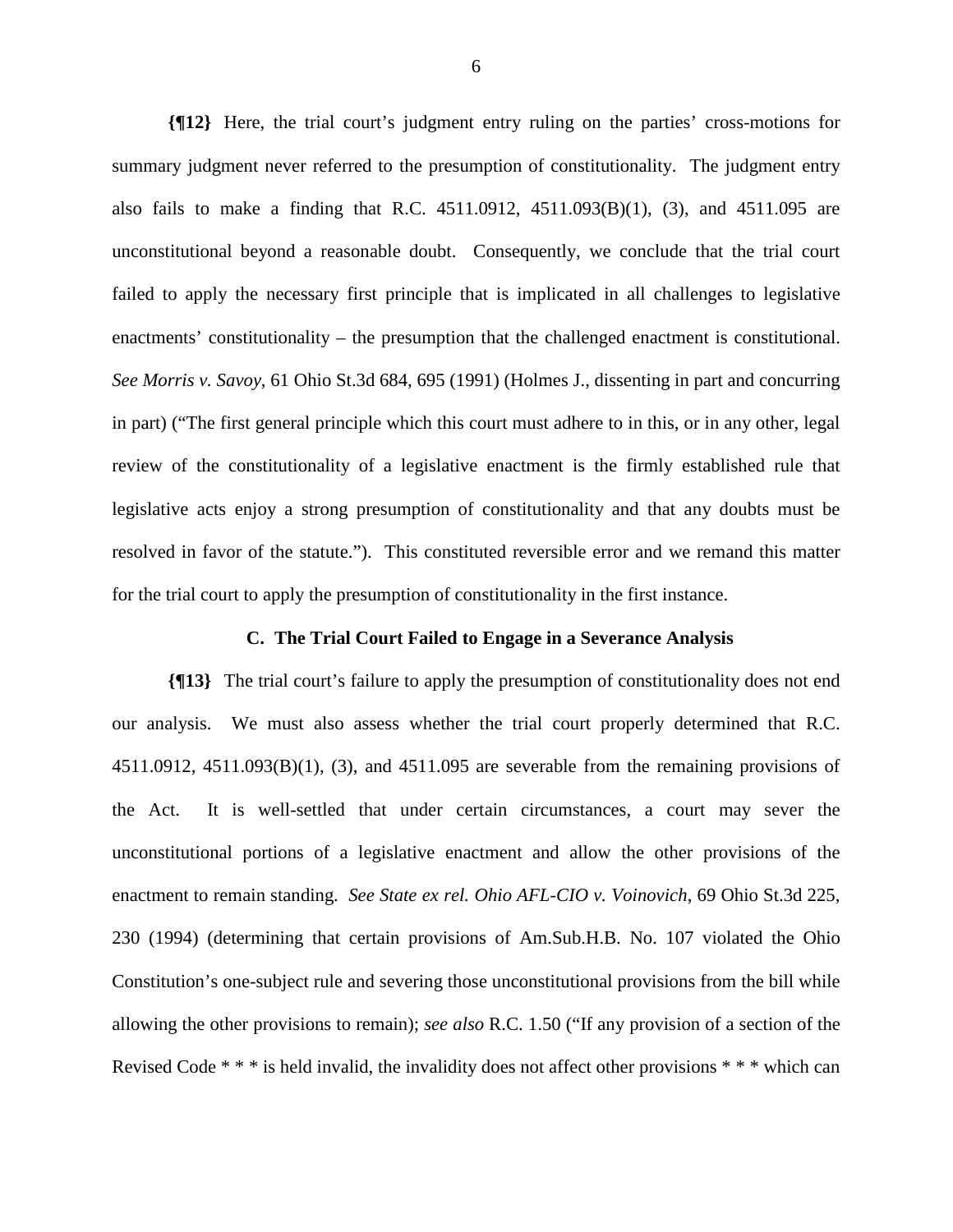**{¶12}** Here, the trial court's judgment entry ruling on the parties' cross-motions for summary judgment never referred to the presumption of constitutionality. The judgment entry also fails to make a finding that R.C. 4511.0912, 4511.093(B)(1), (3), and 4511.095 are unconstitutional beyond a reasonable doubt. Consequently, we conclude that the trial court failed to apply the necessary first principle that is implicated in all challenges to legislative enactments' constitutionality – the presumption that the challenged enactment is constitutional. *See Morris v. Savoy*, 61 Ohio St.3d 684, 695 (1991) (Holmes J., dissenting in part and concurring in part) ("The first general principle which this court must adhere to in this, or in any other, legal review of the constitutionality of a legislative enactment is the firmly established rule that legislative acts enjoy a strong presumption of constitutionality and that any doubts must be resolved in favor of the statute."). This constituted reversible error and we remand this matter for the trial court to apply the presumption of constitutionality in the first instance.

### C. The Trial Court Failed to Engage in a Severance Analysis

**{¶13}** The trial court's failure to apply the presumption of constitutionality does not end our analysis. We must also assess whether the trial court properly determined that R.C. 4511.0912, 4511.093(B)(1), (3), and 4511.095 are severable from the remaining provisions of the Act. It is well-settled that under certain circumstances, a court may sever the unconstitutional portions of a legislative enactment and allow the other provisions of the enactment to remain standing. *See State ex rel. Ohio AFL-CIO v. Voinovich*, 69 Ohio St.3d 225, 230 (1994) (determining that certain provisions of Am.Sub.H.B. No. 107 violated the Ohio Constitution's one-subject rule and severing those unconstitutional provisions from the bill while allowing the other provisions to remain); *see also* R.C. 1.50 ("If any provision of a section of the Revised Code * * * is held invalid, the invalidity does not affect other provisions * * * which can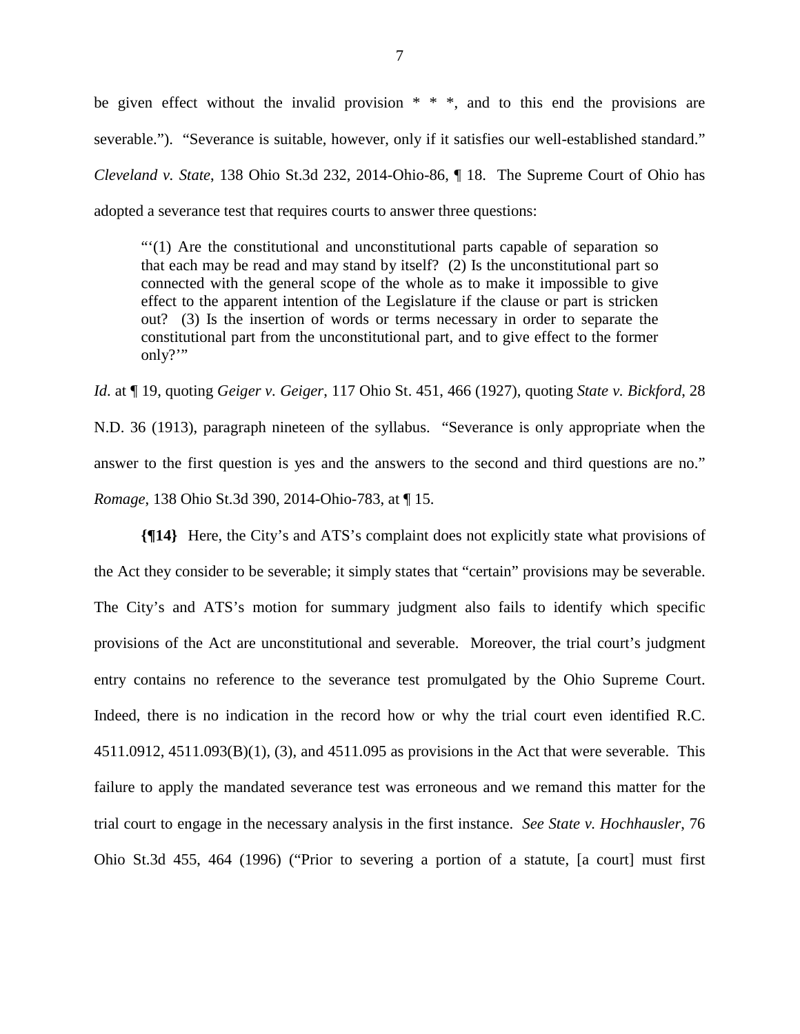be given effect without the invalid provision * * *, and to this end the provisions are severable."). "Severance is suitable, however, only if it satisfies our well-established standard." *Cleveland v. State*, 138 Ohio St.3d 232, 2014-Ohio-86, ¶ 18. The Supreme Court of Ohio has adopted a severance test that requires courts to answer three questions:

> "'(1) Are the constitutional and unconstitutional parts capable of separation so that each may be read and may stand by itself? (2) Is the unconstitutional part so connected with the general scope of the whole as to make it impossible to give effect to the apparent intention of the Legislature if the clause or part is stricken out? (3) Is the insertion of words or terms necessary in order to separate the constitutional part from the unconstitutional part, and to give effect to the former only?'"

*Id.* at ¶ 19, quoting *Geiger v. Geiger*, 117 Ohio St. 451, 466 (1927), quoting *State v. Bickford*, 28 N.D. 36 (1913), paragraph nineteen of the syllabus. "Severance is only appropriate when the answer to the first question is yes and the answers to the second and third questions are no." *Romage*, 138 Ohio St.3d 390, 2014-Ohio-783, at ¶ 15.

**{¶14}** Here, the City's and ATS's complaint does not explicitly state what provisions of the Act they consider to be severable; it simply states that "certain" provisions may be severable. The City's and ATS's motion for summary judgment also fails to identify which specific provisions of the Act are unconstitutional and severable. Moreover, the trial court's judgment entry contains no reference to the severance test promulgated by the Ohio Supreme Court. Indeed, there is no indication in the record how or why the trial court even identified R.C. 4511.0912, 4511.093(B)(1), (3), and 4511.095 as provisions in the Act that were severable. This failure to apply the mandated severance test was erroneous and we remand this matter for the trial court to engage in the necessary analysis in the first instance. *See State v. Hochhausler*, 76 Ohio St.3d 455, 464 (1996) ("Prior to severing a portion of a statute, [a court] must first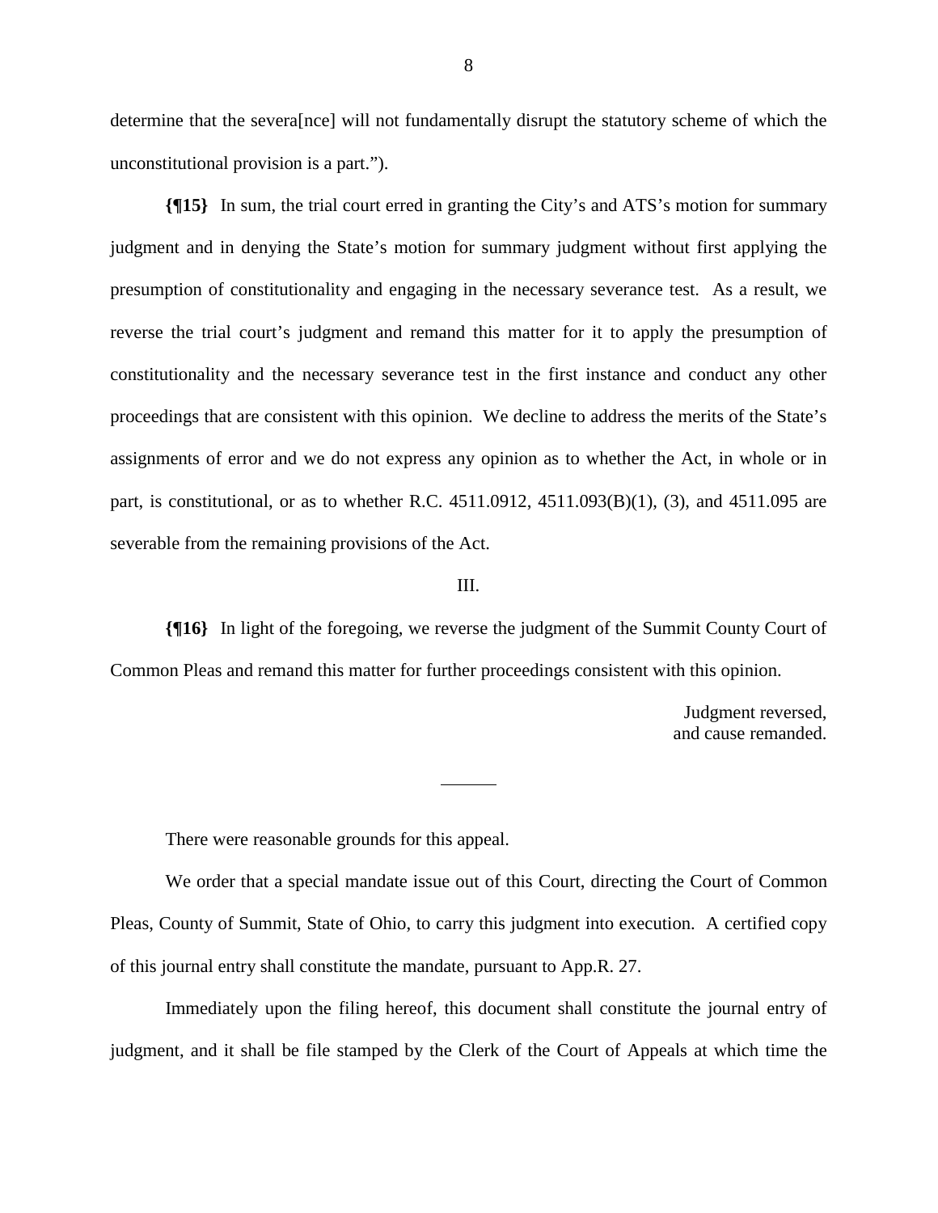determine that the severa[nce] will not fundamentally disrupt the statutory scheme of which the unconstitutional provision is a part.").

**{¶15}** In sum, the trial court erred in granting the City's and ATS's motion for summary judgment and in denying the State's motion for summary judgment without first applying the presumption of constitutionality and engaging in the necessary severance test. As a result, we reverse the trial court's judgment and remand this matter for it to apply the presumption of constitutionality and the necessary severance test in the first instance and conduct any other proceedings that are consistent with this opinion. We decline to address the merits of the State's assignments of error and we do not express any opinion as to whether the Act, in whole or in part, is constitutional, or as to whether R.C. 4511.0912, 4511.093(B)(1), (3), and 4511.095 are severable from the remaining provisions of the Act.

III.

**{¶16}** In light of the foregoing, we reverse the judgment of the Summit County Court of Common Pleas and remand this matter for further proceedings consistent with this opinion.

Judgment reversed,
and cause remanded.

---

There were reasonable grounds for this appeal.

We order that a special mandate issue out of this Court, directing the Court of Common Pleas, County of Summit, State of Ohio, to carry this judgment into execution. A certified copy of this journal entry shall constitute the mandate, pursuant to App.R. 27.

Immediately upon the filing hereof, this document shall constitute the journal entry of judgment, and it shall be file stamped by the Clerk of the Court of Appeals at which time the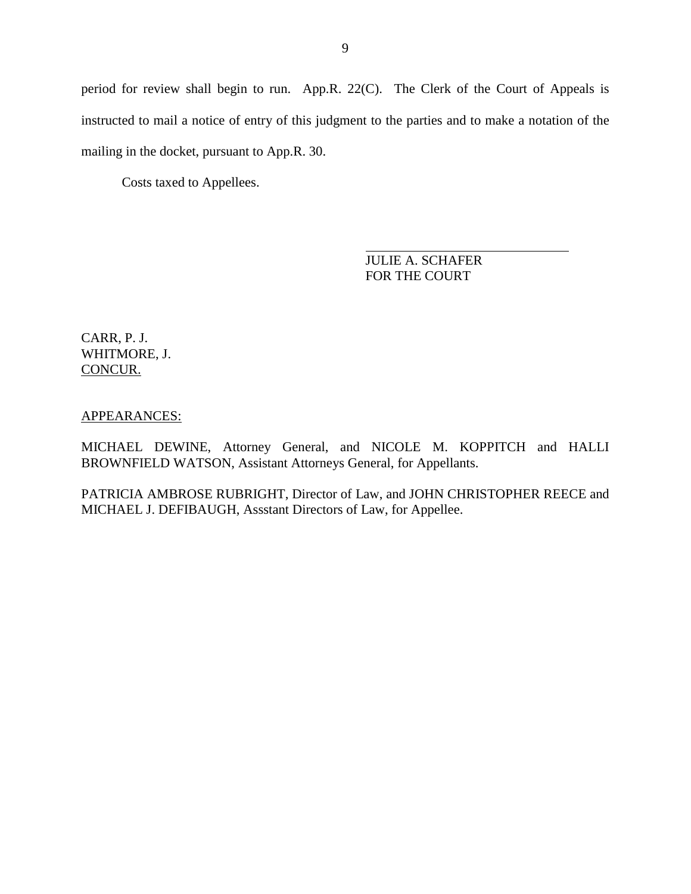period for review shall begin to run. App.R. 22(C). The Clerk of the Court of Appeals is instructed to mail a notice of entry of this judgment to the parties and to make a notation of the mailing in the docket, pursuant to App.R. 30.

Costs taxed to Appellees.

JULIE A. SCHAFER
FOR THE COURT

CARR, P. J.
WHITMORE, J.
CONCUR.

APPEARANCES:

MICHAEL DEWINE, Attorney General, and NICOLE M. KOPPITCH and HALLI BROWNFIELD WATSON, Assistant Attorneys General, for Appellants.

PATRICIA AMBROSE RUBRIGHT, Director of Law, and JOHN CHRISTOPHER REECE and MICHAEL J. DEFIBAUGH, Assstant Directors of Law, for Appellee.